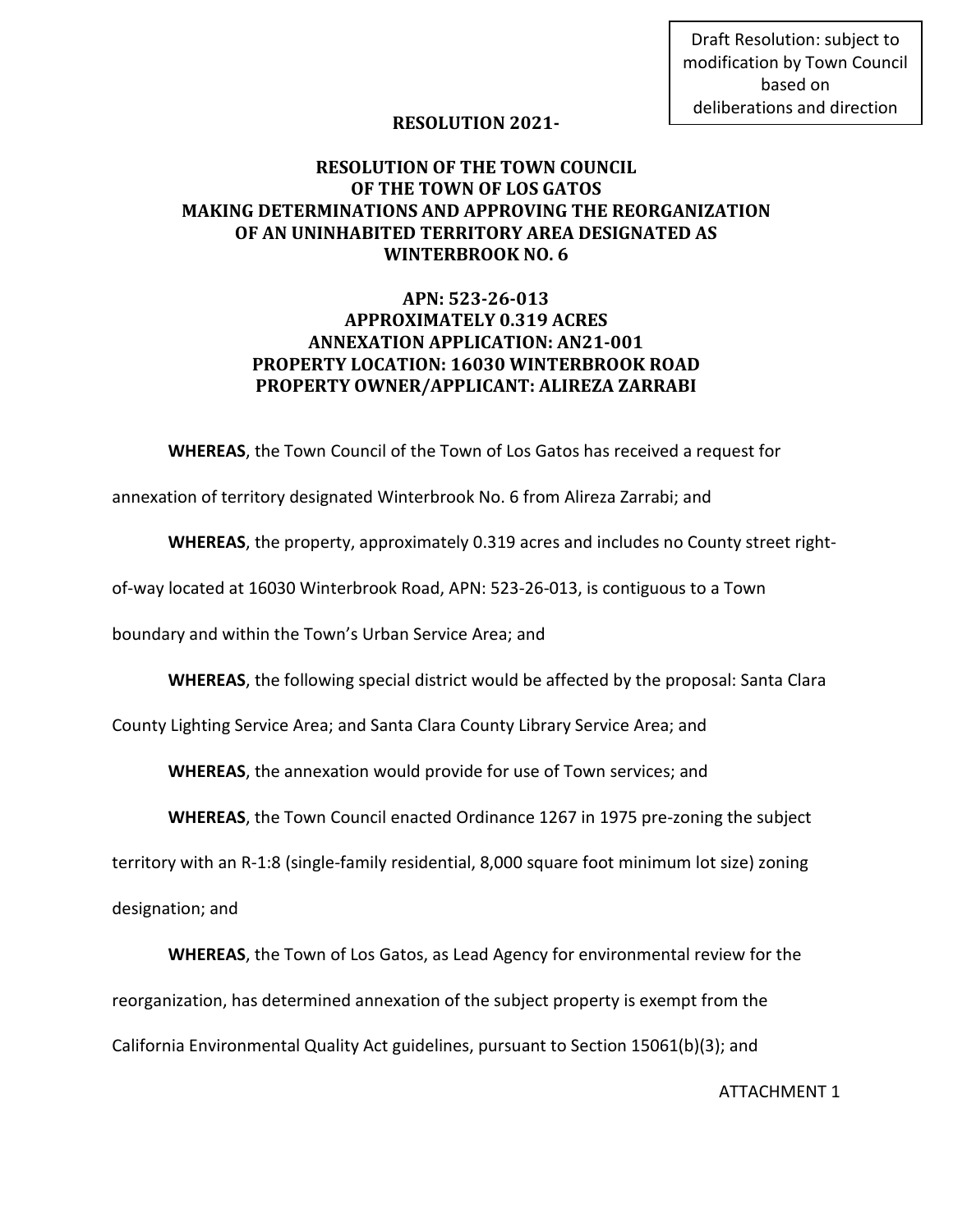Draft Resolution: subject to modification by Town Council based on deliberations and direction

**RESOLUTION 2021-**

# RESOLUTION OF THE TOWN COUNCIL OF THE TOWN OF LOS GATOS MAKING DETERMINATIONS AND APPROVING THE REORGANIZATION OF AN UNINHABITED TERRITORY AREA DESIGNATED AS WINTERBROOK NO. 6

**APN: 523-26-013**
**APPROXIMATELY 0.319 ACRES**
**ANNEXATION APPLICATION: AN21-001**
**PROPERTY LOCATION: 16030 WINTERBROOK ROAD**
**PROPERTY OWNER/APPLICANT: ALIREZA ZARRABI**

**WHEREAS**, the Town Council of the Town of Los Gatos has received a request for annexation of territory designated Winterbrook No. 6 from Alireza Zarrabi; and

**WHEREAS**, the property, approximately 0.319 acres and includes no County street right-of-way located at 16030 Winterbrook Road, APN: 523-26-013, is contiguous to a Town boundary and within the Town's Urban Service Area; and

**WHEREAS**, the following special district would be affected by the proposal: Santa Clara County Lighting Service Area; and Santa Clara County Library Service Area; and

**WHEREAS**, the annexation would provide for use of Town services; and

**WHEREAS**, the Town Council enacted Ordinance 1267 in 1975 pre-zoning the subject territory with an R-1:8 (single-family residential, 8,000 square foot minimum lot size) zoning designation; and

**WHEREAS**, the Town of Los Gatos, as Lead Agency for environmental review for the reorganization, has determined annexation of the subject property is exempt from the California Environmental Quality Act guidelines, pursuant to Section 15061(b)(3); and

ATTACHMENT 1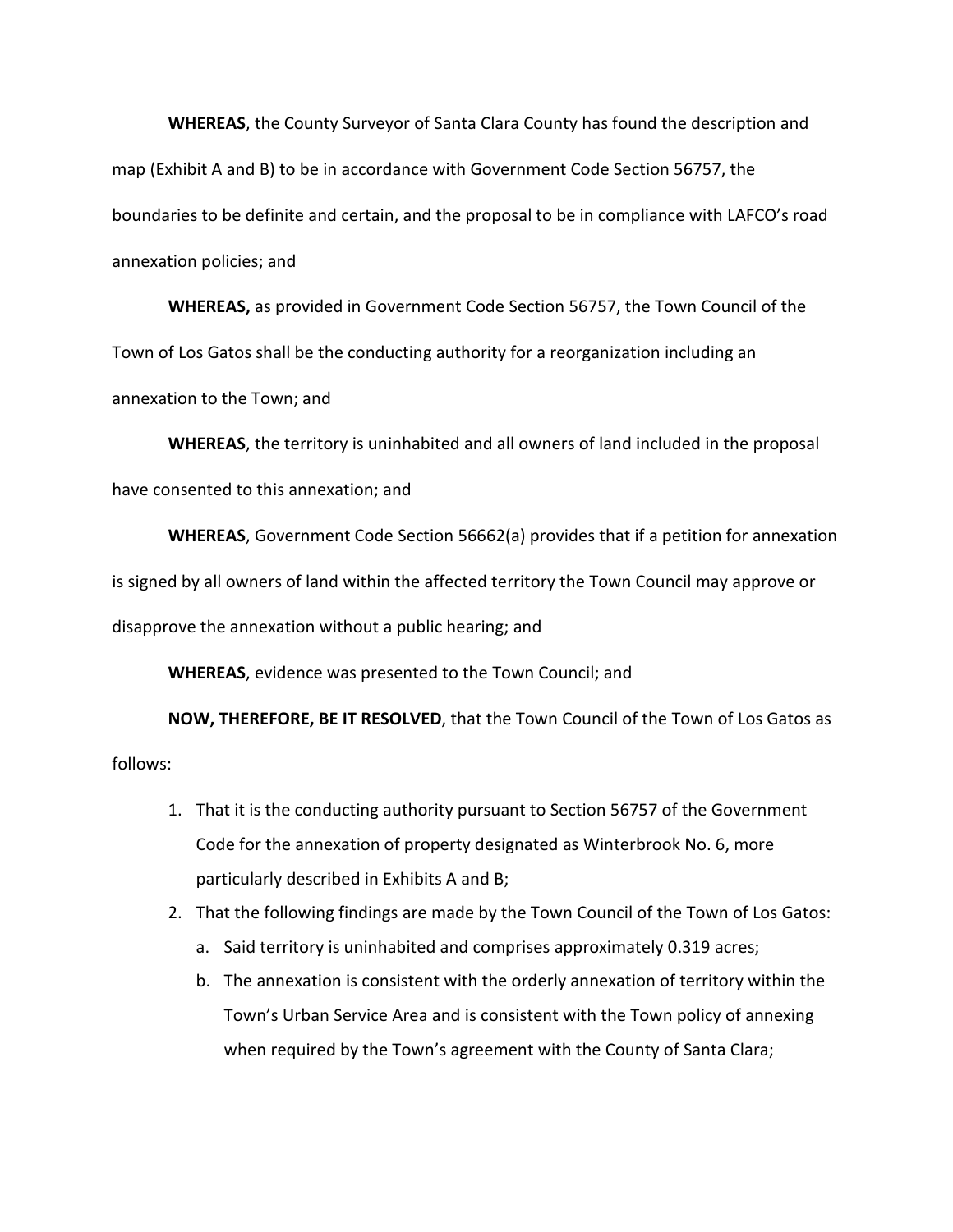**WHEREAS**, the County Surveyor of Santa Clara County has found the description and map (Exhibit A and B) to be in accordance with Government Code Section 56757, the boundaries to be definite and certain, and the proposal to be in compliance with LAFCO's road annexation policies; and

**WHEREAS,** as provided in Government Code Section 56757, the Town Council of the Town of Los Gatos shall be the conducting authority for a reorganization including an annexation to the Town; and

**WHEREAS**, the territory is uninhabited and all owners of land included in the proposal have consented to this annexation; and

**WHEREAS**, Government Code Section 56662(a) provides that if a petition for annexation is signed by all owners of land within the affected territory the Town Council may approve or disapprove the annexation without a public hearing; and

**WHEREAS**, evidence was presented to the Town Council; and

**NOW, THEREFORE, BE IT RESOLVED**, that the Town Council of the Town of Los Gatos as follows:

1. That it is the conducting authority pursuant to Section 56757 of the Government Code for the annexation of property designated as Winterbrook No. 6, more particularly described in Exhibits A and B;
2. That the following findings are made by the Town Council of the Town of Los Gatos:
   a. Said territory is uninhabited and comprises approximately 0.319 acres;
   b. The annexation is consistent with the orderly annexation of territory within the Town's Urban Service Area and is consistent with the Town policy of annexing when required by the Town's agreement with the County of Santa Clara;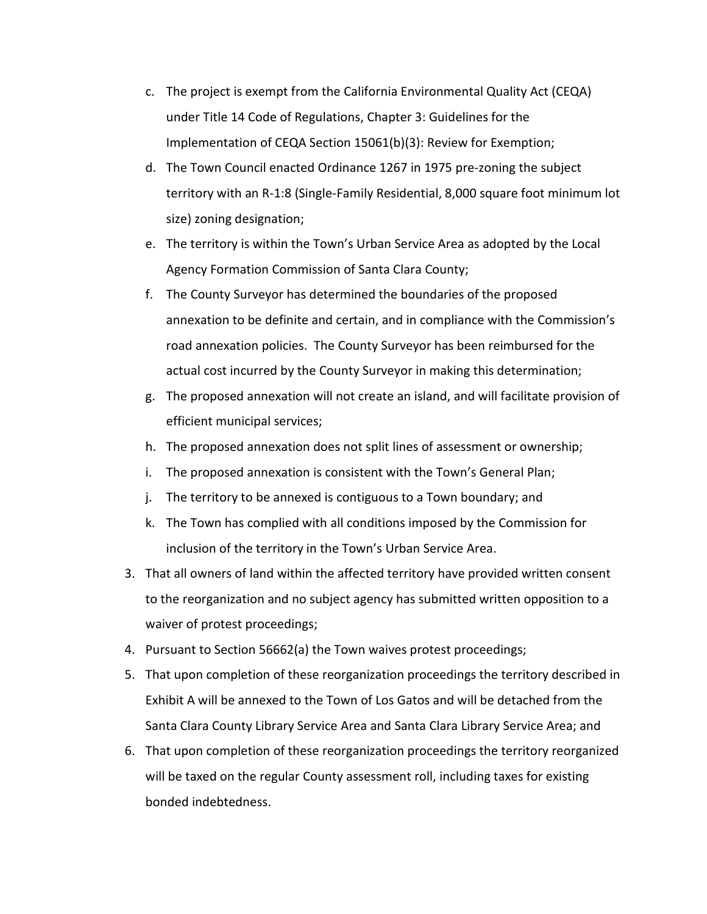c. The project is exempt from the California Environmental Quality Act (CEQA) under Title 14 Code of Regulations, Chapter 3: Guidelines for the Implementation of CEQA Section 15061(b)(3): Review for Exemption;
    d. The Town Council enacted Ordinance 1267 in 1975 pre-zoning the subject territory with an R-1:8 (Single-Family Residential, 8,000 square foot minimum lot size) zoning designation;
    e. The territory is within the Town's Urban Service Area as adopted by the Local Agency Formation Commission of Santa Clara County;
    f. The County Surveyor has determined the boundaries of the proposed annexation to be definite and certain, and in compliance with the Commission's road annexation policies. The County Surveyor has been reimbursed for the actual cost incurred by the County Surveyor in making this determination;
    g. The proposed annexation will not create an island, and will facilitate provision of efficient municipal services;
    h. The proposed annexation does not split lines of assessment or ownership;
    i. The proposed annexation is consistent with the Town's General Plan;
    j. The territory to be annexed is contiguous to a Town boundary; and
    k. The Town has complied with all conditions imposed by the Commission for inclusion of the territory in the Town's Urban Service Area.
3. That all owners of land within the affected territory have provided written consent to the reorganization and no subject agency has submitted written opposition to a waiver of protest proceedings;
4. Pursuant to Section 56662(a) the Town waives protest proceedings;
5. That upon completion of these reorganization proceedings the territory described in Exhibit A will be annexed to the Town of Los Gatos and will be detached from the Santa Clara County Library Service Area and Santa Clara Library Service Area; and
6. That upon completion of these reorganization proceedings the territory reorganized will be taxed on the regular County assessment roll, including taxes for existing bonded indebtedness.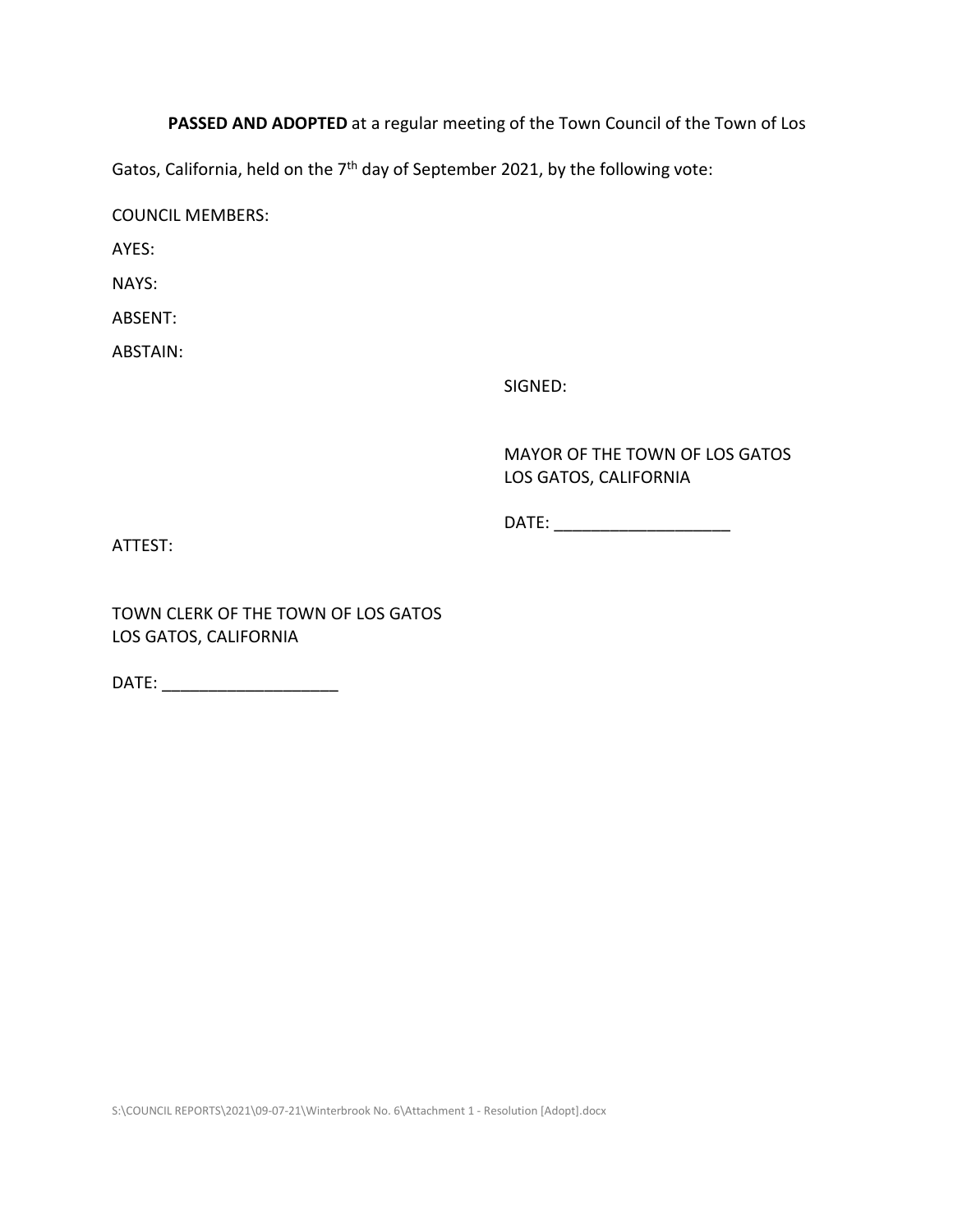**PASSED AND ADOPTED** at a regular meeting of the Town Council of the Town of Los Gatos, California, held on the 7th day of September 2021, by the following vote:

COUNCIL MEMBERS:

AYES:

NAYS:

ABSENT:

ABSTAIN:

SIGNED:

MAYOR OF THE TOWN OF LOS GATOS
LOS GATOS, CALIFORNIA

DATE: ___________________

ATTEST:

TOWN CLERK OF THE TOWN OF LOS GATOS
LOS GATOS, CALIFORNIA

DATE: ___________________

S:\COUNCIL REPORTS\2021\09-07-21\Winterbrook No. 6\Attachment 1 - Resolution [Adopt].docx